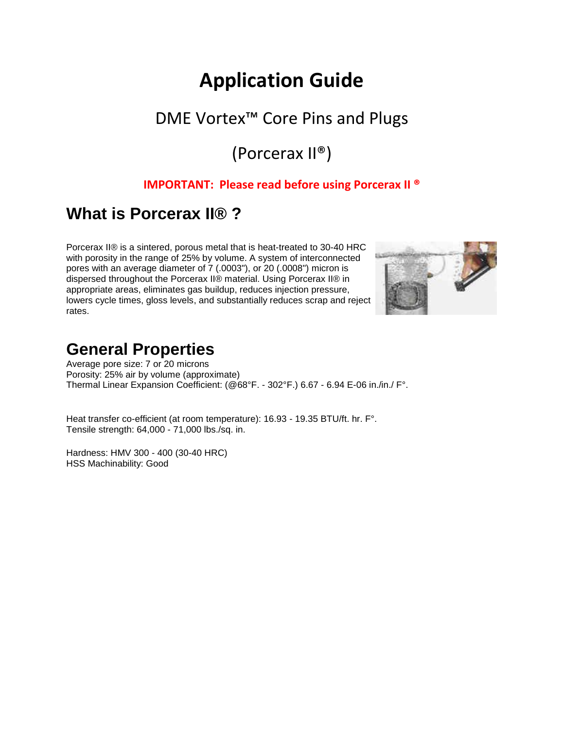# Application Guide

DME Vortex™ Core Pins and Plugs

(Porcerax II®)

**IMPORTANT: Please read before using Porcerax II ®**

## What is Porcerax II® ?

Porcerax II® is a sintered, porous metal that is heat-treated to 30-40 HRC with porosity in the range of 25% by volume. A system of interconnected pores with an average diameter of 7 (.0003"), or 20 (.0008") micron is dispersed throughout the Porcerax II® material. Using Porcerax II® in appropriate areas, eliminates gas buildup, reduces injection pressure, lowers cycle times, gloss levels, and substantially reduces scrap and reject rates.

## General Properties

Average pore size: 7 or 20 microns
Porosity: 25% air by volume (approximate)
Thermal Linear Expansion Coefficient: (@68°F. - 302°F.) 6.67 - 6.94 E-06 in./in./ F°.

Heat transfer co-efficient (at room temperature): 16.93 - 19.35 BTU/ft. hr. F°.
Tensile strength: 64,000 - 71,000 lbs./sq. in.

Hardness: HMV 300 - 400 (30-40 HRC)
HSS Machinability: Good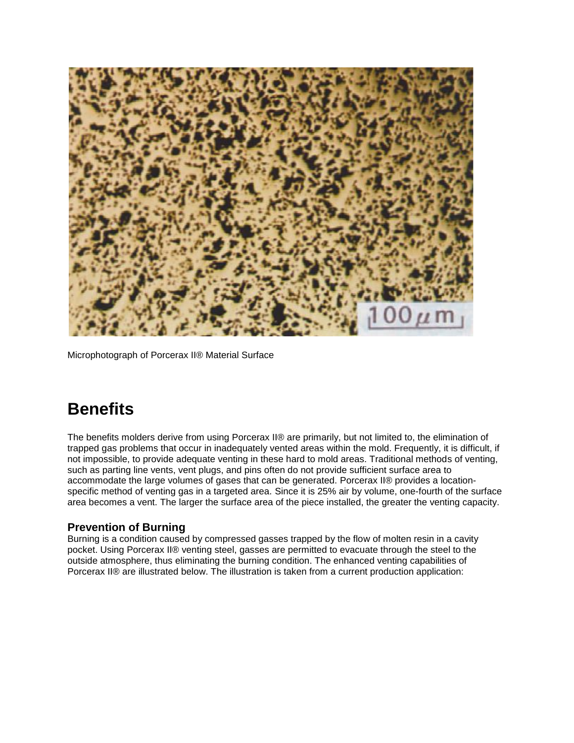Microphotograph of Porcerax II® Material Surface

## Benefits

The benefits molders derive from using Porcerax II® are primarily, but not limited to, the elimination of trapped gas problems that occur in inadequately vented areas within the mold. Frequently, it is difficult, if not impossible, to provide adequate venting in these hard to mold areas. Traditional methods of venting, such as parting line vents, vent plugs, and pins often do not provide sufficient surface area to accommodate the large volumes of gases that can be generated. Porcerax II® provides a location-specific method of venting gas in a targeted area. Since it is 25% air by volume, one-fourth of the surface area becomes a vent. The larger the surface area of the piece installed, the greater the venting capacity.

### Prevention of Burning

Burning is a condition caused by compressed gasses trapped by the flow of molten resin in a cavity pocket. Using Porcerax II® venting steel, gasses are permitted to evacuate through the steel to the outside atmosphere, thus eliminating the burning condition. The enhanced venting capabilities of Porcerax II® are illustrated below. The illustration is taken from a current production application: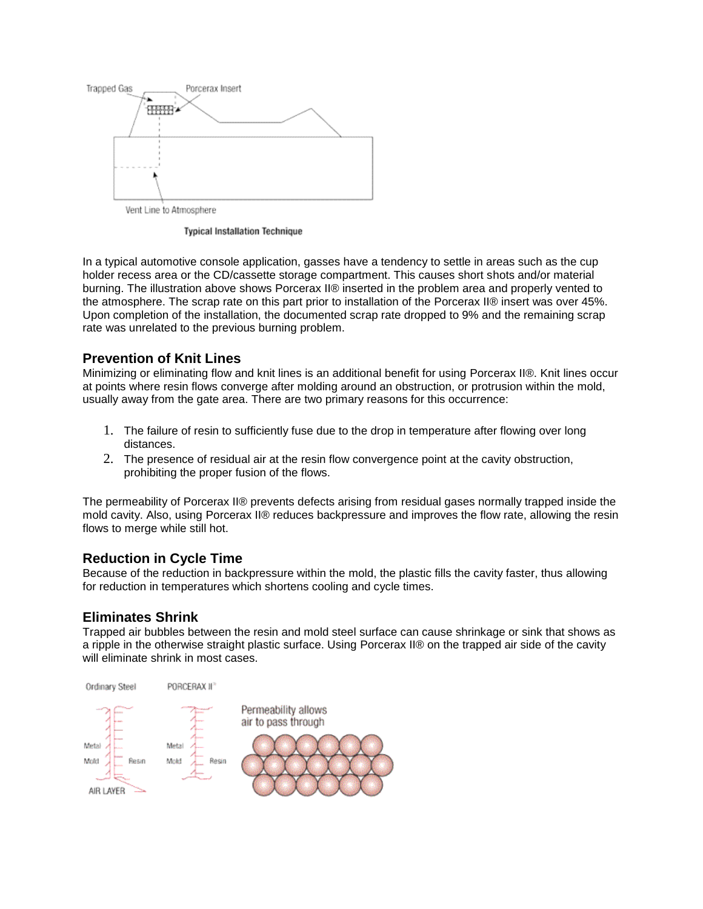Typical Installation Technique

In a typical automotive console application, gasses have a tendency to settle in areas such as the cup holder recess area or the CD/cassette storage compartment. This causes short shots and/or material burning. The illustration above shows Porcerax II® inserted in the problem area and properly vented to the atmosphere. The scrap rate on this part prior to installation of the Porcerax II® insert was over 45%. Upon completion of the installation, the documented scrap rate dropped to 9% and the remaining scrap rate was unrelated to the previous burning problem.

## Prevention of Knit Lines

Minimizing or eliminating flow and knit lines is an additional benefit for using Porcerax II®. Knit lines occur at points where resin flows converge after molding around an obstruction, or protrusion within the mold, usually away from the gate area. There are two primary reasons for this occurrence:

1. The failure of resin to sufficiently fuse due to the drop in temperature after flowing over long distances.
2. The presence of residual air at the resin flow convergence point at the cavity obstruction, prohibiting the proper fusion of the flows.

The permeability of Porcerax II® prevents defects arising from residual gases normally trapped inside the mold cavity. Also, using Porcerax II® reduces backpressure and improves the flow rate, allowing the resin flows to merge while still hot.

## Reduction in Cycle Time

Because of the reduction in backpressure within the mold, the plastic fills the cavity faster, thus allowing for reduction in temperatures which shortens cooling and cycle times.

## Eliminates Shrink

Trapped air bubbles between the resin and mold steel surface can cause shrinkage or sink that shows as a ripple in the otherwise straight plastic surface. Using Porcerax II® on the trapped air side of the cavity will eliminate shrink in most cases.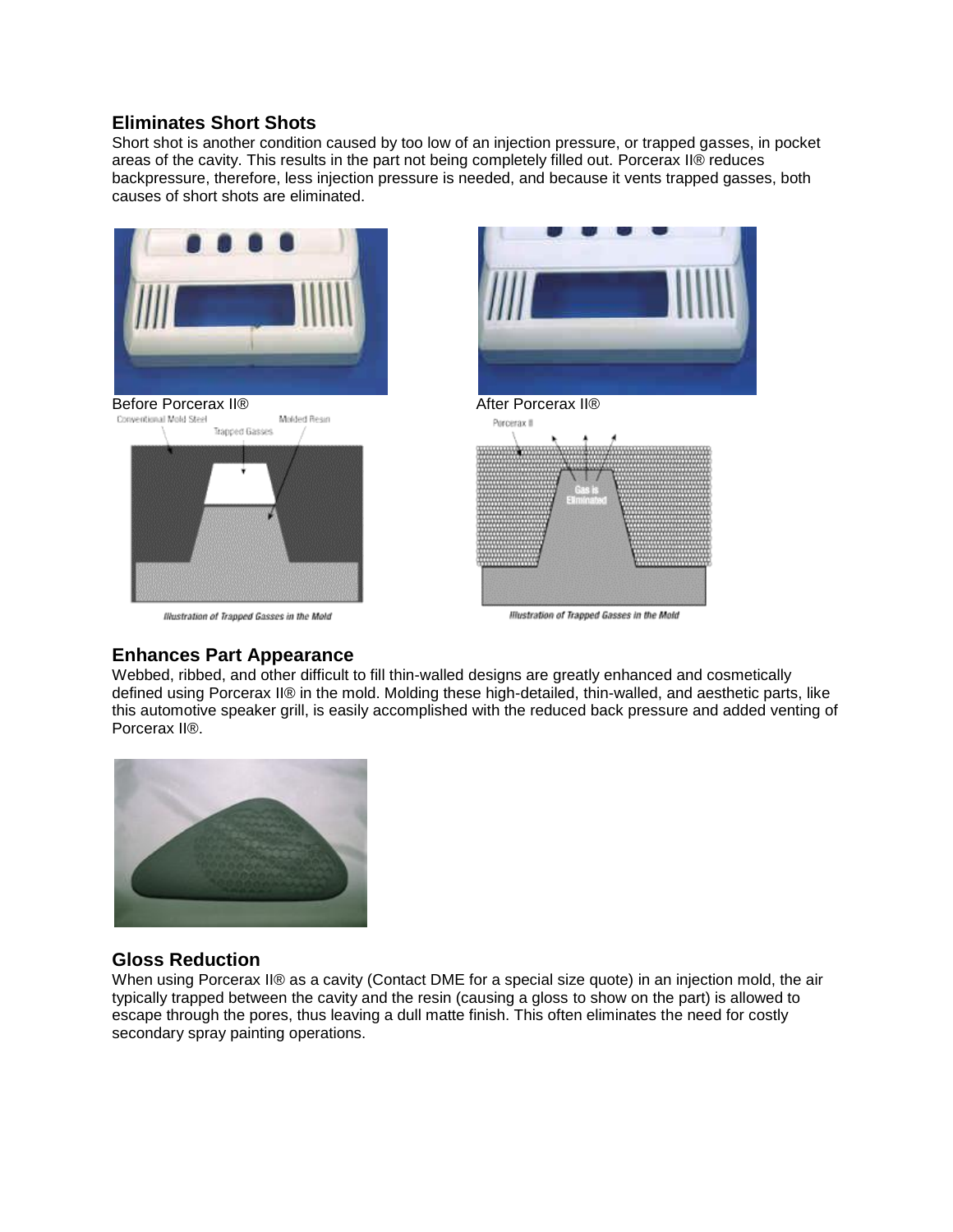## Eliminates Short Shots

Short shot is another condition caused by too low of an injection pressure, or trapped gasses, in pocket areas of the cavity. This results in the part not being completely filled out. Porcerax II® reduces backpressure, therefore, less injection pressure is needed, and because it vents trapped gasses, both causes of short shots are eliminated.

Before Porcerax II®

After Porcerax II®

Conventional Mold Steel

Trapped Gasses

Molded Resin

*Illustration of Trapped Gasses in the Mold*

Porcerax II

Gas is Eliminated

*Illustration of Trapped Gasses in the Mold*

## Enhances Part Appearance

Webbed, ribbed, and other difficult to fill thin-walled designs are greatly enhanced and cosmetically defined using Porcerax II® in the mold. Molding these high-detailed, thin-walled, and aesthetic parts, like this automotive speaker grill, is easily accomplished with the reduced back pressure and added venting of Porcerax II®.

## Gloss Reduction

When using Porcerax II® as a cavity (Contact DME for a special size quote) in an injection mold, the air typically trapped between the cavity and the resin (causing a gloss to show on the part) is allowed to escape through the pores, thus leaving a dull matte finish. This often eliminates the need for costly secondary spray painting operations.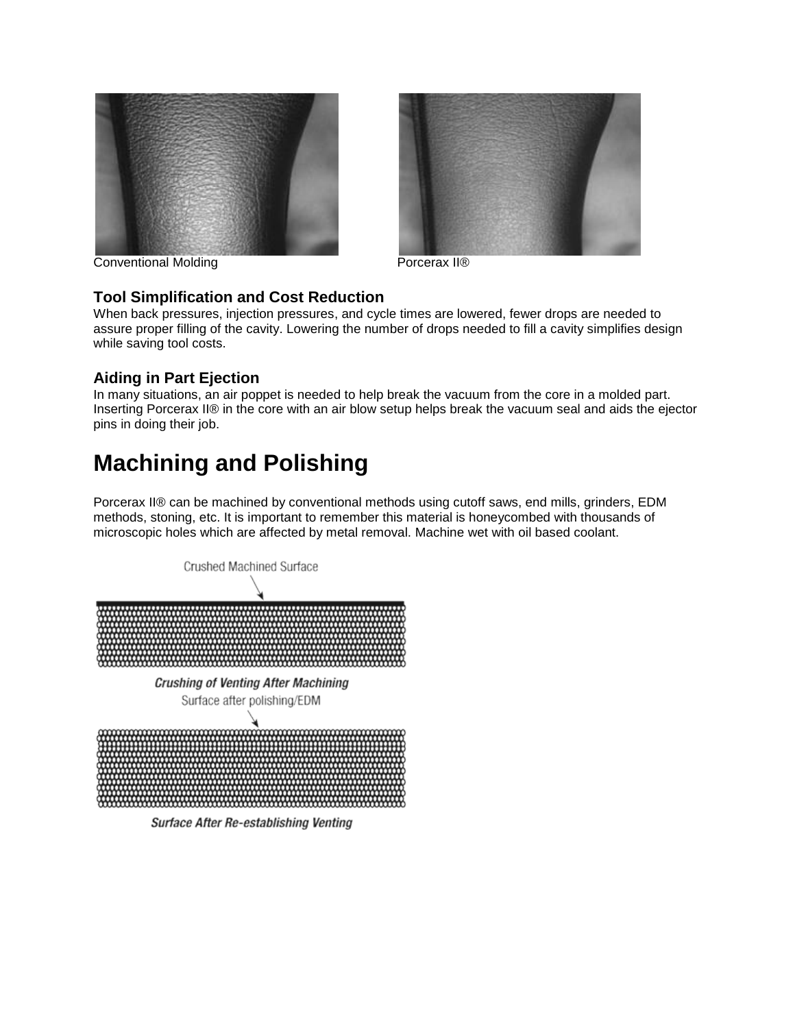Conventional Molding

Porcerax II®

### Tool Simplification and Cost Reduction

When back pressures, injection pressures, and cycle times are lowered, fewer drops are needed to assure proper filling of the cavity. Lowering the number of drops needed to fill a cavity simplifies design while saving tool costs.

### Aiding in Part Ejection

In many situations, an air poppet is needed to help break the vacuum from the core in a molded part. Inserting Porcerax II® in the core with an air blow setup helps break the vacuum seal and aids the ejector pins in doing their job.

# Machining and Polishing

Porcerax II® can be machined by conventional methods using cutoff saws, end mills, grinders, EDM methods, stoning, etc. It is important to remember this material is honeycombed with thousands of microscopic holes which are affected by metal removal. Machine wet with oil based coolant.

Crushed Machined Surface

*Crushing of Venting After Machining*

Surface after polishing/EDM

*Surface After Re-establishing Venting*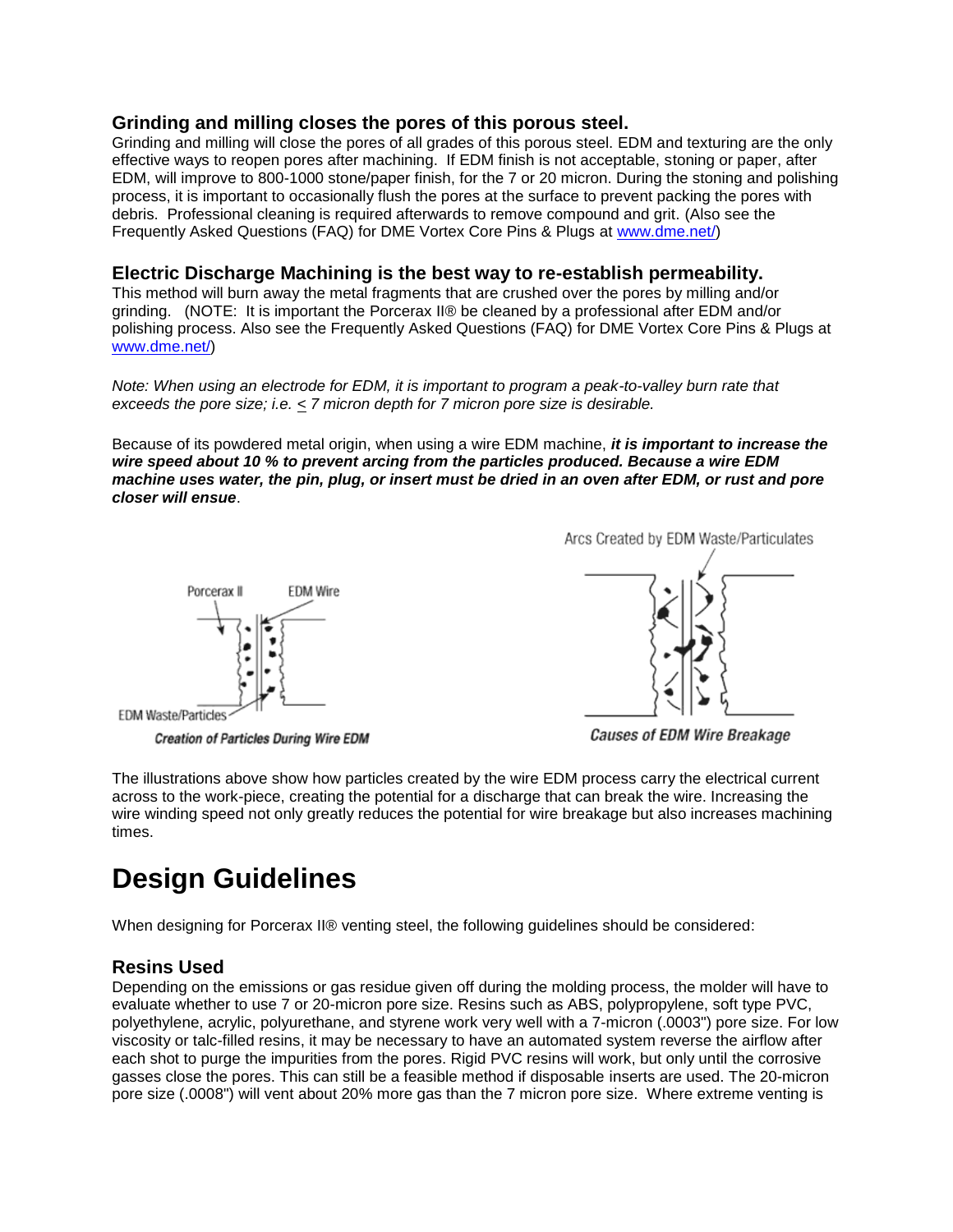### Grinding and milling closes the pores of this porous steel.

Grinding and milling will close the pores of all grades of this porous steel. EDM and texturing are the only effective ways to reopen pores after machining. If EDM finish is not acceptable, stoning or paper, after EDM, will improve to 800-1000 stone/paper finish, for the 7 or 20 micron. During the stoning and polishing process, it is important to occasionally flush the pores at the surface to prevent packing the pores with debris. Professional cleaning is required afterwards to remove compound and grit. (Also see the Frequently Asked Questions (FAQ) for DME Vortex Core Pins & Plugs at www.dme.net/)

### Electric Discharge Machining is the best way to re-establish permeability.

This method will burn away the metal fragments that are crushed over the pores by milling and/or grinding. (NOTE: It is important the Porcerax II® be cleaned by a professional after EDM and/or polishing process. Also see the Frequently Asked Questions (FAQ) for DME Vortex Core Pins & Plugs at www.dme.net/)

*Note: When using an electrode for EDM, it is important to program a peak-to-valley burn rate that exceeds the pore size; i.e. $\leq$ 7 micron depth for 7 micron pore size is desirable.*

Because of its powdered metal origin, when using a wire EDM machine, ***it is important to increase the wire speed about 10 % to prevent arcing from the particles produced. Because a wire EDM machine uses water, the pin, plug, or insert must be dried in an oven after EDM, or rust and pore closer will ensue***.

Porcerax II — EDM Wire — EDM Waste/Particles

*Creation of Particles During Wire EDM*

Arcs Created by EDM Waste/Particulates

*Causes of EDM Wire Breakage*

The illustrations above show how particles created by the wire EDM process carry the electrical current across to the work-piece, creating the potential for a discharge that can break the wire. Increasing the wire winding speed not only greatly reduces the potential for wire breakage but also increases machining times.

# Design Guidelines

When designing for Porcerax II® venting steel, the following guidelines should be considered:

### Resins Used

Depending on the emissions or gas residue given off during the molding process, the molder will have to evaluate whether to use 7 or 20-micron pore size. Resins such as ABS, polypropylene, soft type PVC, polyethylene, acrylic, polyurethane, and styrene work very well with a 7-micron (.0003") pore size. For low viscosity or talc-filled resins, it may be necessary to have an automated system reverse the airflow after each shot to purge the impurities from the pores. Rigid PVC resins will work, but only until the corrosive gasses close the pores. This can still be a feasible method if disposable inserts are used. The 20-micron pore size (.0008") will vent about 20% more gas than the 7 micron pore size. Where extreme venting is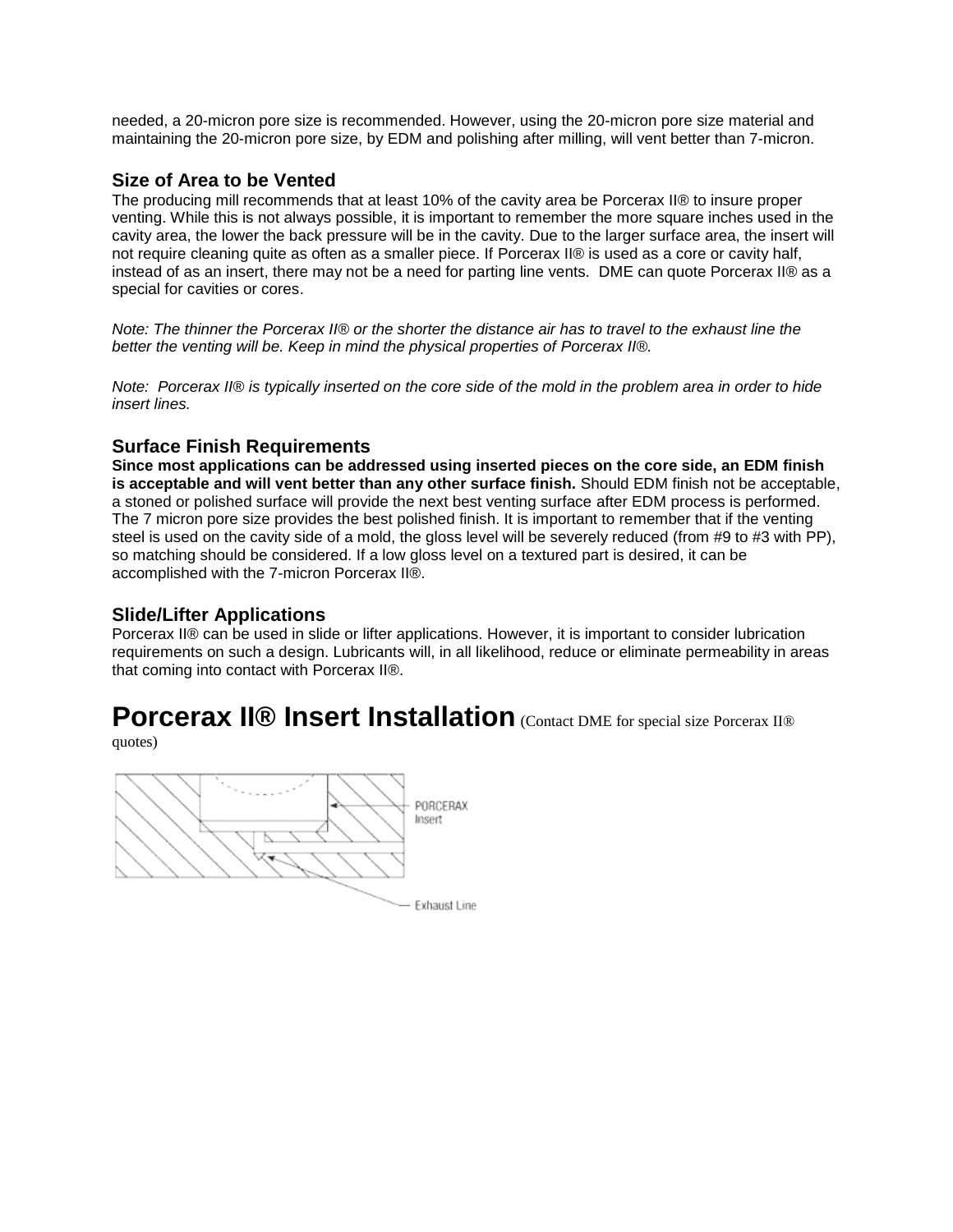needed, a 20-micron pore size is recommended. However, using the 20-micron pore size material and maintaining the 20-micron pore size, by EDM and polishing after milling, will vent better than 7-micron.

### Size of Area to be Vented

The producing mill recommends that at least 10% of the cavity area be Porcerax II® to insure proper venting. While this is not always possible, it is important to remember the more square inches used in the cavity area, the lower the back pressure will be in the cavity. Due to the larger surface area, the insert will not require cleaning quite as often as a smaller piece. If Porcerax II® is used as a core or cavity half, instead of as an insert, there may not be a need for parting line vents. DME can quote Porcerax II® as a special for cavities or cores.

*Note: The thinner the Porcerax II® or the shorter the distance air has to travel to the exhaust line the better the venting will be. Keep in mind the physical properties of Porcerax II®.*

*Note: Porcerax II® is typically inserted on the core side of the mold in the problem area in order to hide insert lines.*

### Surface Finish Requirements

**Since most applications can be addressed using inserted pieces on the core side, an EDM finish is acceptable and will vent better than any other surface finish.** Should EDM finish not be acceptable, a stoned or polished surface will provide the next best venting surface after EDM process is performed. The 7 micron pore size provides the best polished finish. It is important to remember that if the venting steel is used on the cavity side of a mold, the gloss level will be severely reduced (from #9 to #3 with PP), so matching should be considered. If a low gloss level on a textured part is desired, it can be accomplished with the 7-micron Porcerax II®.

### Slide/Lifter Applications

Porcerax II® can be used in slide or lifter applications. However, it is important to consider lubrication requirements on such a design. Lubricants will, in all likelihood, reduce or eliminate permeability in areas that coming into contact with Porcerax II®.

## Porcerax II® Insert Installation (Contact DME for special size Porcerax II® quotes)

PORCERAX Insert

Exhaust Line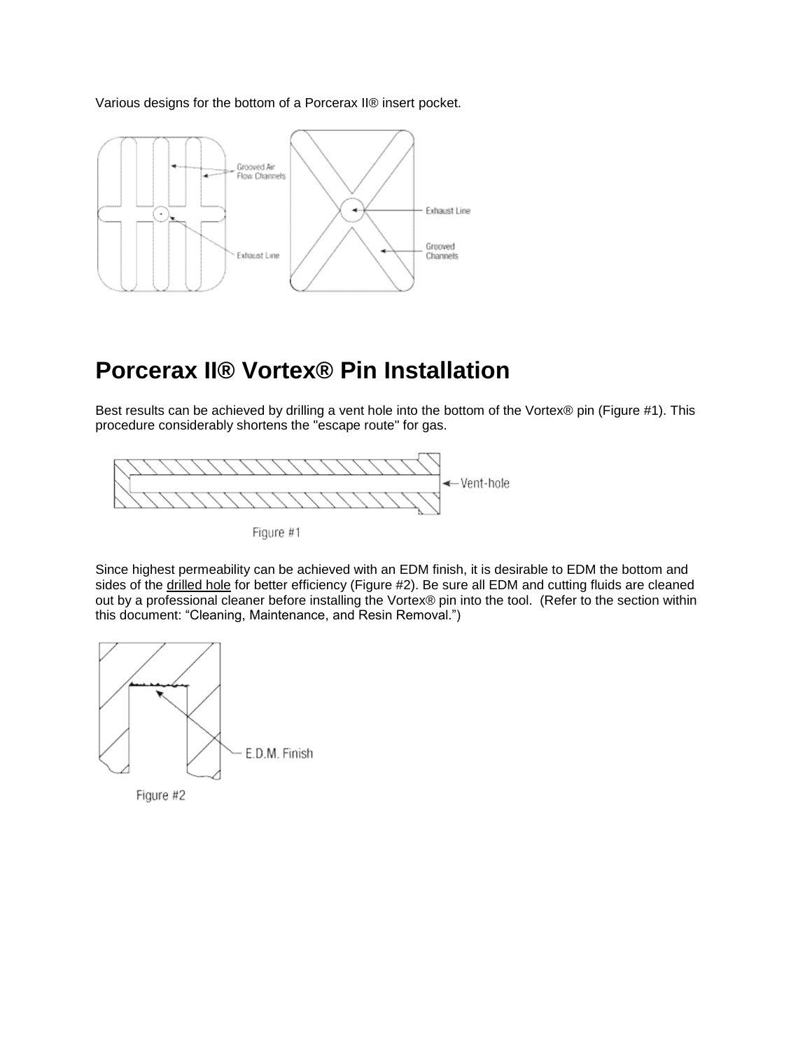Various designs for the bottom of a Porcerax II® insert pocket.

# Porcerax II® Vortex® Pin Installation

Best results can be achieved by drilling a vent hole into the bottom of the Vortex® pin (Figure #1). This procedure considerably shortens the "escape route" for gas.

Figure #1

Since highest permeability can be achieved with an EDM finish, it is desirable to EDM the bottom and sides of the drilled hole for better efficiency (Figure #2). Be sure all EDM and cutting fluids are cleaned out by a professional cleaner before installing the Vortex® pin into the tool. (Refer to the section within this document: "Cleaning, Maintenance, and Resin Removal.")

Figure #2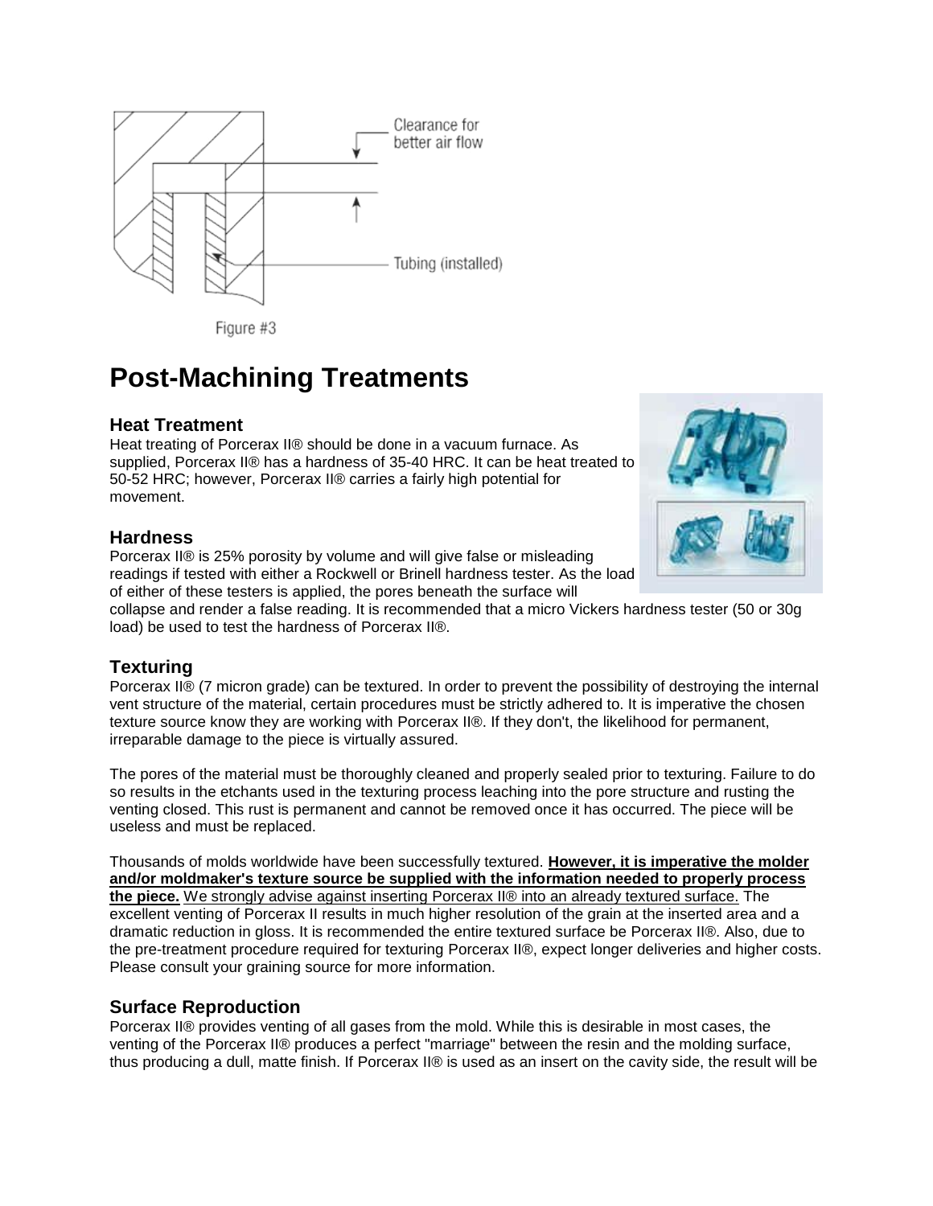Clearance for better air flow

Tubing (installed)

Figure #3

# Post-Machining Treatments

## Heat Treatment

Heat treating of Porcerax II® should be done in a vacuum furnace. As supplied, Porcerax II® has a hardness of 35-40 HRC. It can be heat treated to 50-52 HRC; however, Porcerax II® carries a fairly high potential for movement.

## Hardness

Porcerax II® is 25% porosity by volume and will give false or misleading readings if tested with either a Rockwell or Brinell hardness tester. As the load of either of these testers is applied, the pores beneath the surface will collapse and render a false reading. It is recommended that a micro Vickers hardness tester (50 or 30g load) be used to test the hardness of Porcerax II®.

## Texturing

Porcerax II® (7 micron grade) can be textured. In order to prevent the possibility of destroying the internal vent structure of the material, certain procedures must be strictly adhered to. It is imperative the chosen texture source know they are working with Porcerax II®. If they don't, the likelihood for permanent, irreparable damage to the piece is virtually assured.

The pores of the material must be thoroughly cleaned and properly sealed prior to texturing. Failure to do so results in the etchants used in the texturing process leaching into the pore structure and rusting the venting closed. This rust is permanent and cannot be removed once it has occurred. The piece will be useless and must be replaced.

Thousands of molds worldwide have been successfully textured. **However, it is imperative the molder and/or moldmaker's texture source be supplied with the information needed to properly process the piece.** We strongly advise against inserting Porcerax II® into an already textured surface. The excellent venting of Porcerax II results in much higher resolution of the grain at the inserted area and a dramatic reduction in gloss. It is recommended the entire textured surface be Porcerax II®. Also, due to the pre-treatment procedure required for texturing Porcerax II®, expect longer deliveries and higher costs. Please consult your graining source for more information.

## Surface Reproduction

Porcerax II® provides venting of all gases from the mold. While this is desirable in most cases, the venting of the Porcerax II® produces a perfect "marriage" between the resin and the molding surface, thus producing a dull, matte finish. If Porcerax II® is used as an insert on the cavity side, the result will be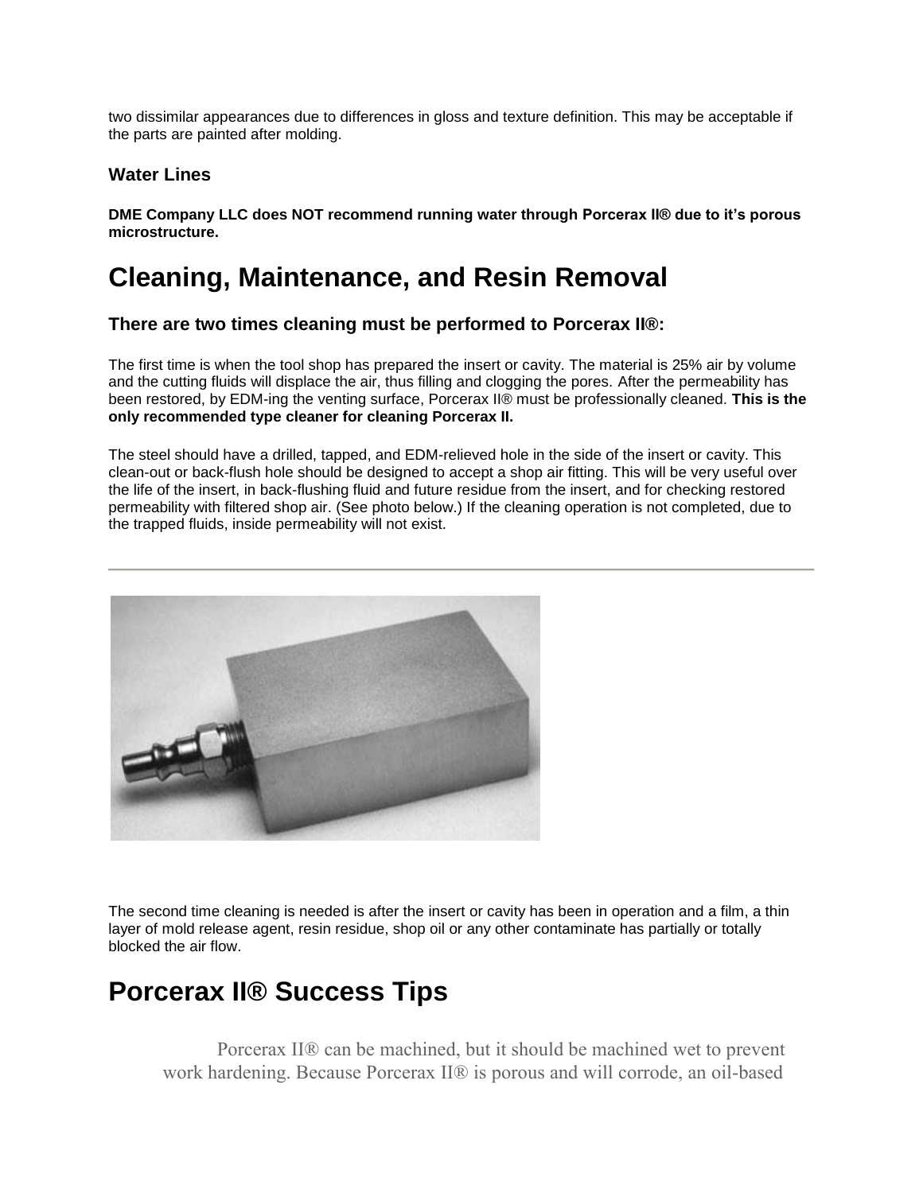two dissimilar appearances due to differences in gloss and texture definition. This may be acceptable if the parts are painted after molding.

### Water Lines

**DME Company LLC does NOT recommend running water through Porcerax II® due to it's porous microstructure.**

# Cleaning, Maintenance, and Resin Removal

### There are two times cleaning must be performed to Porcerax II®:

The first time is when the tool shop has prepared the insert or cavity. The material is 25% air by volume and the cutting fluids will displace the air, thus filling and clogging the pores. After the permeability has been restored, by EDM-ing the venting surface, Porcerax II® must be professionally cleaned. **This is the only recommended type cleaner for cleaning Porcerax II.**

The steel should have a drilled, tapped, and EDM-relieved hole in the side of the insert or cavity. This clean-out or back-flush hole should be designed to accept a shop air fitting. This will be very useful over the life of the insert, in back-flushing fluid and future residue from the insert, and for checking restored permeability with filtered shop air. (See photo below.) If the cleaning operation is not completed, due to the trapped fluids, inside permeability will not exist.

---

The second time cleaning is needed is after the insert or cavity has been in operation and a film, a thin layer of mold release agent, resin residue, shop oil or any other contaminate has partially or totally blocked the air flow.

# Porcerax II® Success Tips

Porcerax II® can be machined, but it should be machined wet to prevent work hardening. Because Porcerax II® is porous and will corrode, an oil-based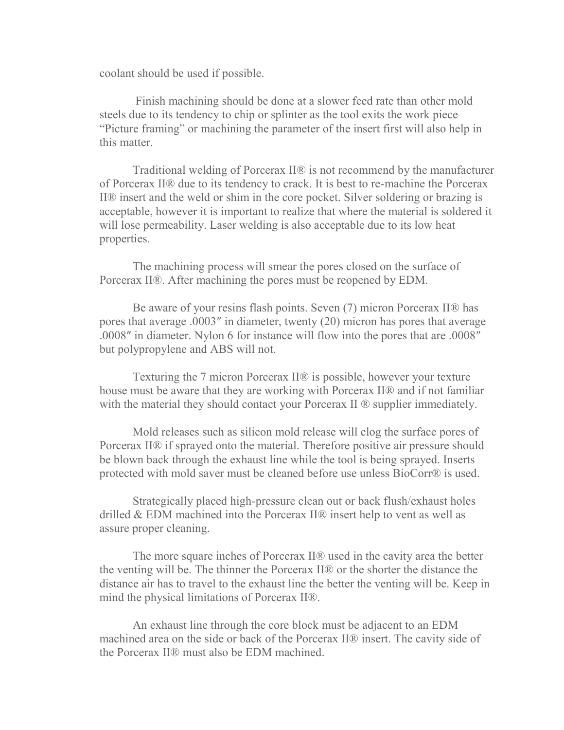coolant should be used if possible.

Finish machining should be done at a slower feed rate than other mold steels due to its tendency to chip or splinter as the tool exits the work piece "Picture framing" or machining the parameter of the insert first will also help in this matter.

Traditional welding of Porcerax II® is not recommend by the manufacturer of Porcerax II® due to its tendency to crack. It is best to re-machine the Porcerax II® insert and the weld or shim in the core pocket. Silver soldering or brazing is acceptable, however it is important to realize that where the material is soldered it will lose permeability. Laser welding is also acceptable due to its low heat properties.

The machining process will smear the pores closed on the surface of Porcerax II®. After machining the pores must be reopened by EDM.

Be aware of your resins flash points. Seven (7) micron Porcerax II® has pores that average .0003″ in diameter, twenty (20) micron has pores that average .0008″ in diameter. Nylon 6 for instance will flow into the pores that are .0008″ but polypropylene and ABS will not.

Texturing the 7 micron Porcerax II® is possible, however your texture house must be aware that they are working with Porcerax II® and if not familiar with the material they should contact your Porcerax II ® supplier immediately.

Mold releases such as silicon mold release will clog the surface pores of Porcerax II® if sprayed onto the material. Therefore positive air pressure should be blown back through the exhaust line while the tool is being sprayed. Inserts protected with mold saver must be cleaned before use unless BioCorr® is used.

Strategically placed high-pressure clean out or back flush/exhaust holes drilled & EDM machined into the Porcerax II® insert help to vent as well as assure proper cleaning.

The more square inches of Porcerax II® used in the cavity area the better the venting will be. The thinner the Porcerax II® or the shorter the distance the distance air has to travel to the exhaust line the better the venting will be. Keep in mind the physical limitations of Porcerax II®.

An exhaust line through the core block must be adjacent to an EDM machined area on the side or back of the Porcerax II® insert. The cavity side of the Porcerax II® must also be EDM machined.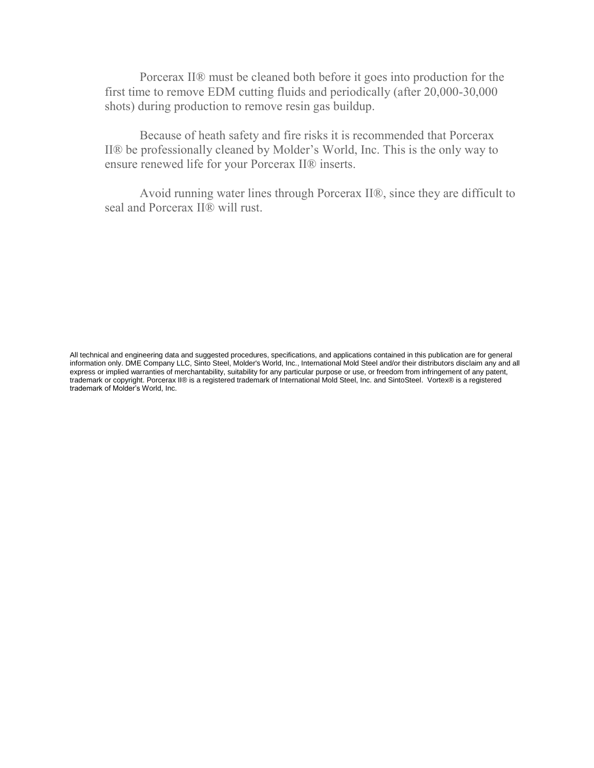Porcerax II® must be cleaned both before it goes into production for the first time to remove EDM cutting fluids and periodically (after 20,000-30,000 shots) during production to remove resin gas buildup.

Because of heath safety and fire risks it is recommended that Porcerax II® be professionally cleaned by Molder's World, Inc. This is the only way to ensure renewed life for your Porcerax II® inserts.

Avoid running water lines through Porcerax II®, since they are difficult to seal and Porcerax II® will rust.

All technical and engineering data and suggested procedures, specifications, and applications contained in this publication are for general information only. DME Company LLC, Sinto Steel, Molder's World, Inc., International Mold Steel and/or their distributors disclaim any and all express or implied warranties of merchantability, suitability for any particular purpose or use, or freedom from infringement of any patent, trademark or copyright. Porcerax II® is a registered trademark of International Mold Steel, Inc. and SintoSteel. Vortex® is a registered trademark of Molder's World, Inc.